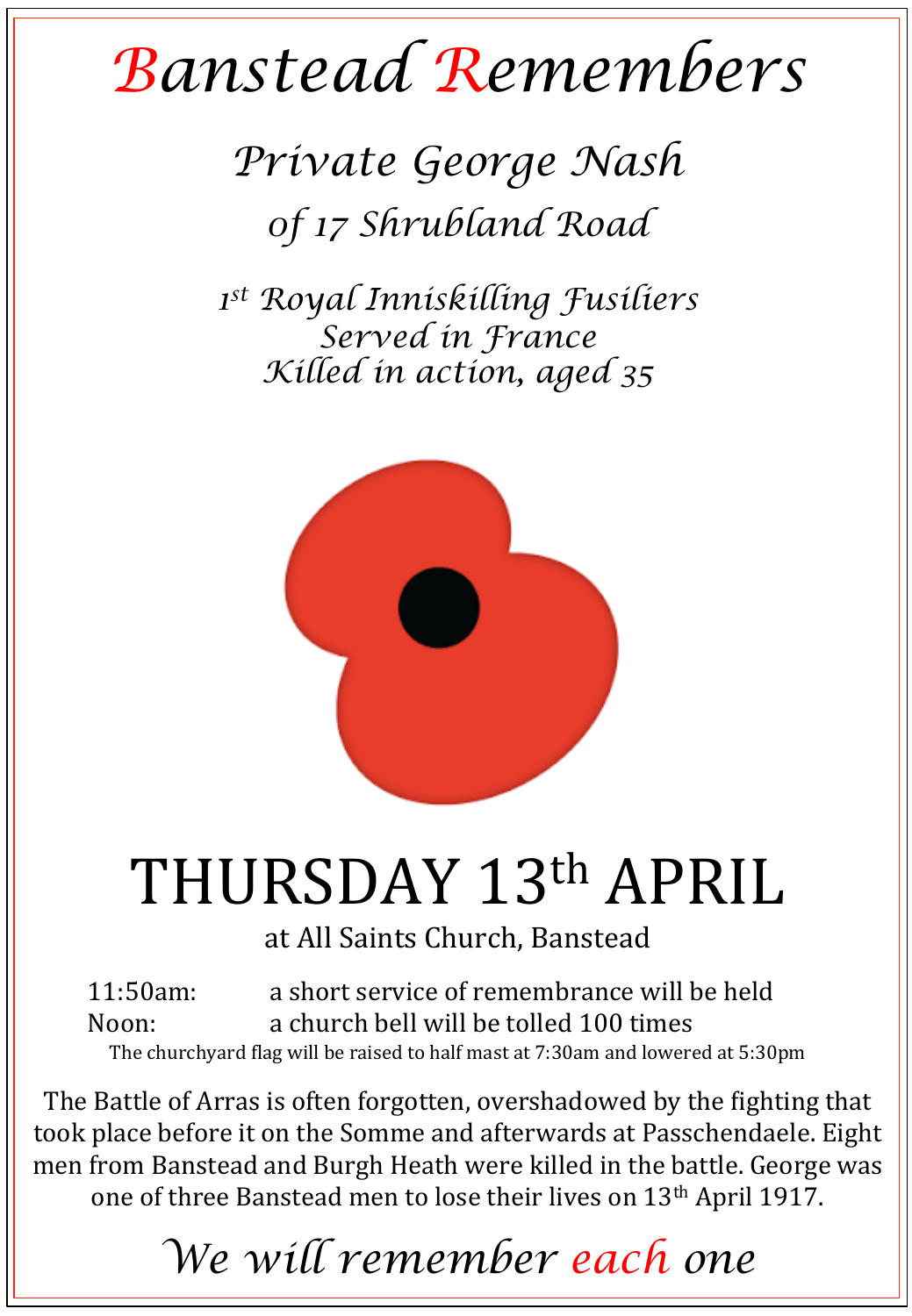# Banstead Remembers

## *Private George Nash*

*of 17 Shrubland Road*

*1st Royal Inniskilling Fusiliers*
*Served in France*
*Killed in action, aged 35*

# THURSDAY 13th APRIL

at All Saints Church, Banstead

11:50am: a short service of remembrance will be held
Noon: a church bell will be tolled 100 times

The churchyard flag will be raised to half mast at 7:30am and lowered at 5:30pm

The Battle of Arras is often forgotten, overshadowed by the fighting that took place before it on the Somme and afterwards at Passchendaele. Eight men from Banstead and Burgh Heath were killed in the battle. George was one of three Banstead men to lose their lives on 13th April 1917.

*We will remember each one*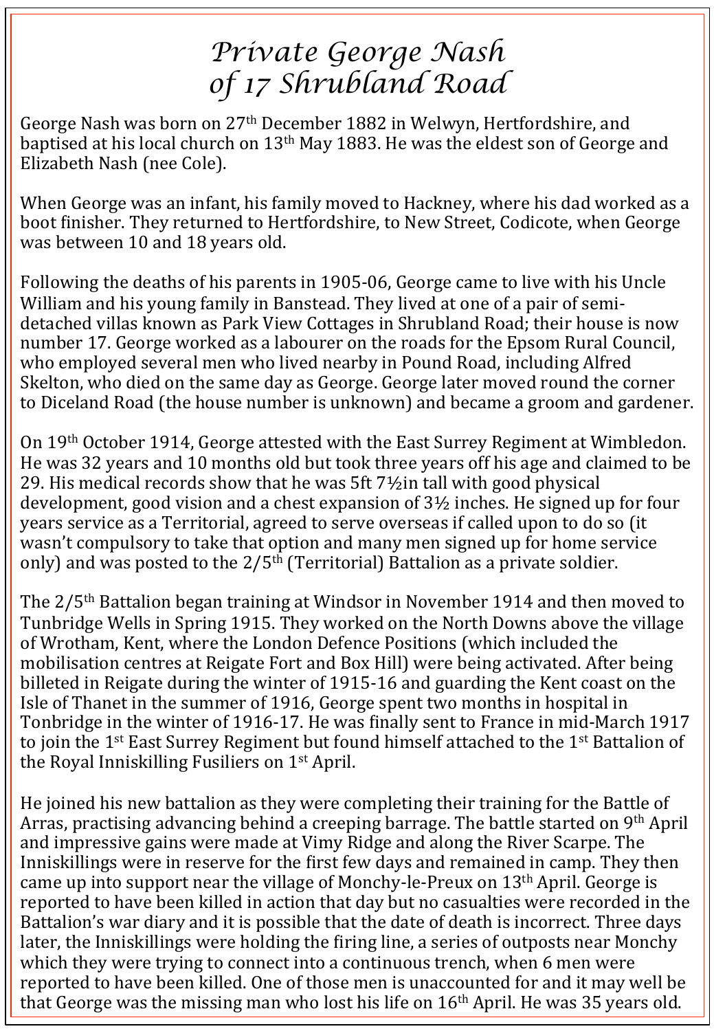# *Private George Nash of 17 Shrubland Road*

George Nash was born on 27th December 1882 in Welwyn, Hertfordshire, and baptised at his local church on 13th May 1883. He was the eldest son of George and Elizabeth Nash (nee Cole).

When George was an infant, his family moved to Hackney, where his dad worked as a boot finisher. They returned to Hertfordshire, to New Street, Codicote, when George was between 10 and 18 years old.

Following the deaths of his parents in 1905-06, George came to live with his Uncle William and his young family in Banstead. They lived at one of a pair of semi-detached villas known as Park View Cottages in Shrubland Road; their house is now number 17. George worked as a labourer on the roads for the Epsom Rural Council, who employed several men who lived nearby in Pound Road, including Alfred Skelton, who died on the same day as George. George later moved round the corner to Diceland Road (the house number is unknown) and became a groom and gardener.

On 19th October 1914, George attested with the East Surrey Regiment at Wimbledon. He was 32 years and 10 months old but took three years off his age and claimed to be 29. His medical records show that he was 5ft 7½in tall with good physical development, good vision and a chest expansion of 3½ inches. He signed up for four years service as a Territorial, agreed to serve overseas if called upon to do so (it wasn't compulsory to take that option and many men signed up for home service only) and was posted to the 2/5th (Territorial) Battalion as a private soldier.

The 2/5th Battalion began training at Windsor in November 1914 and then moved to Tunbridge Wells in Spring 1915. They worked on the North Downs above the village of Wrotham, Kent, where the London Defence Positions (which included the mobilisation centres at Reigate Fort and Box Hill) were being activated. After being billeted in Reigate during the winter of 1915-16 and guarding the Kent coast on the Isle of Thanet in the summer of 1916, George spent two months in hospital in Tonbridge in the winter of 1916-17. He was finally sent to France in mid-March 1917 to join the 1st East Surrey Regiment but found himself attached to the 1st Battalion of the Royal Inniskilling Fusiliers on 1st April.

He joined his new battalion as they were completing their training for the Battle of Arras, practising advancing behind a creeping barrage. The battle started on 9th April and impressive gains were made at Vimy Ridge and along the River Scarpe. The Inniskillings were in reserve for the first few days and remained in camp. They then came up into support near the village of Monchy-le-Preux on 13th April. George is reported to have been killed in action that day but no casualties were recorded in the Battalion's war diary and it is possible that the date of death is incorrect. Three days later, the Inniskillings were holding the firing line, a series of outposts near Monchy which they were trying to connect into a continuous trench, when 6 men were reported to have been killed. One of those men is unaccounted for and it may well be that George was the missing man who lost his life on 16th April. He was 35 years old.